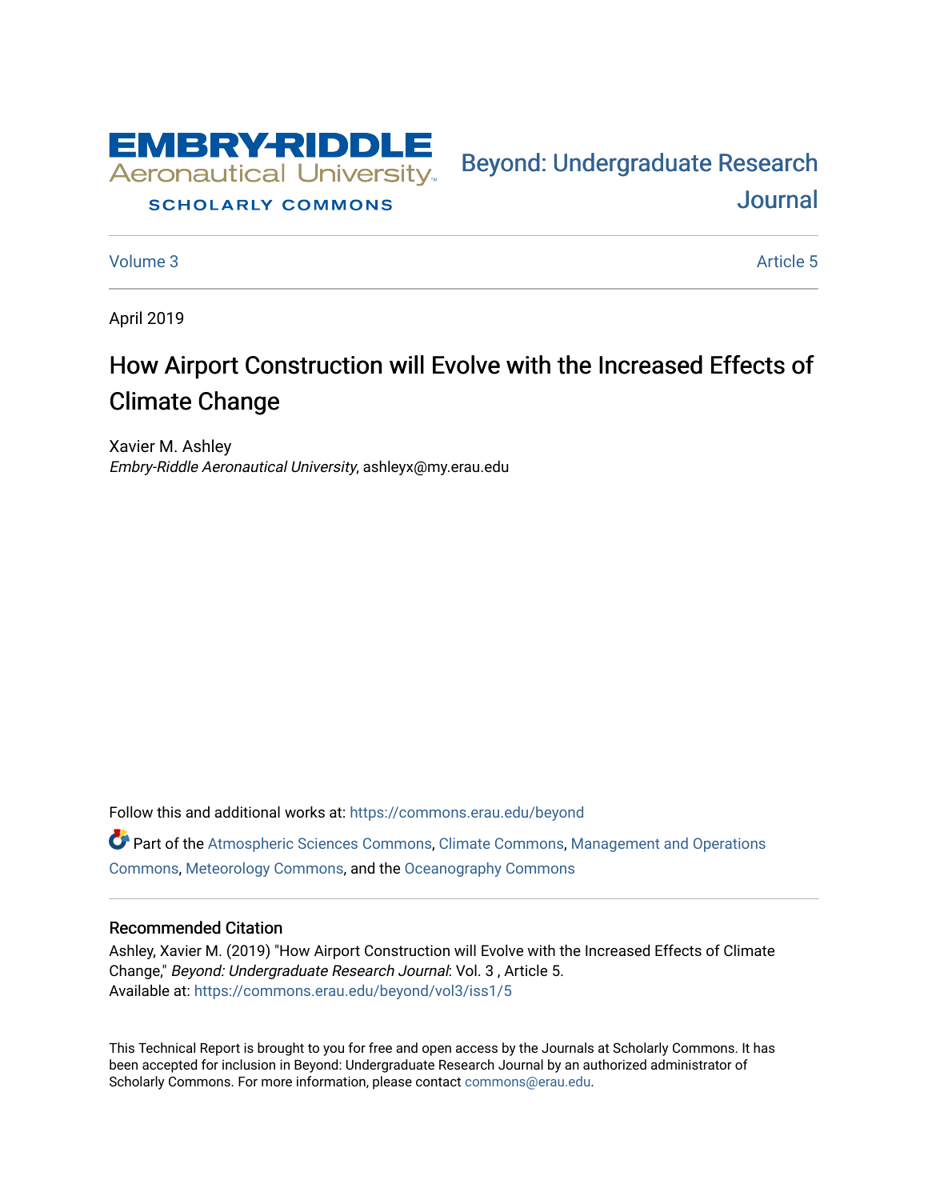Embry-Riddle Aeronautical University

SCHOLARLY COMMONS

Beyond: Undergraduate Research Journal

Volume 3 | Article 5

April 2019

# How Airport Construction will Evolve with the Increased Effects of Climate Change

Xavier M. Ashley
*Embry-Riddle Aeronautical University*, ashleyx@my.erau.edu

Follow this and additional works at: https://commons.erau.edu/beyond

Part of the Atmospheric Sciences Commons, Climate Commons, Management and Operations Commons, Meteorology Commons, and the Oceanography Commons

## Recommended Citation

Ashley, Xavier M. (2019) "How Airport Construction will Evolve with the Increased Effects of Climate Change," *Beyond: Undergraduate Research Journal*: Vol. 3 , Article 5.
Available at: https://commons.erau.edu/beyond/vol3/iss1/5

This Technical Report is brought to you for free and open access by the Journals at Scholarly Commons. It has been accepted for inclusion in Beyond: Undergraduate Research Journal by an authorized administrator of Scholarly Commons. For more information, please contact commons@erau.edu.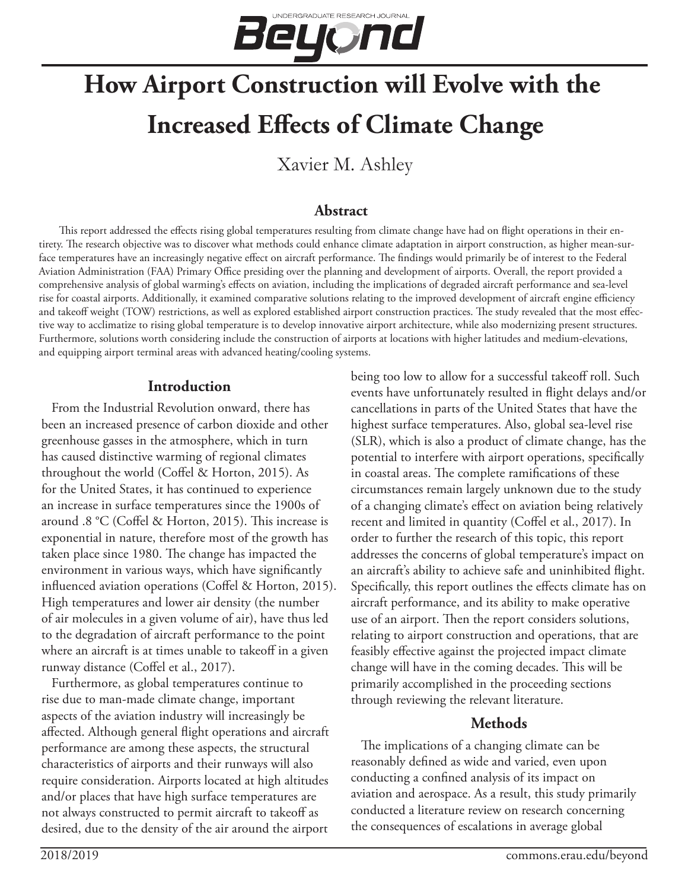# How Airport Construction will Evolve with the Increased Effects of Climate Change

Xavier M. Ashley

## Abstract

This report addressed the effects rising global temperatures resulting from climate change have had on flight operations in their entirety. The research objective was to discover what methods could enhance climate adaptation in airport construction, as higher mean-surface temperatures have an increasingly negative effect on aircraft performance. The findings would primarily be of interest to the Federal Aviation Administration (FAA) Primary Office presiding over the planning and development of airports. Overall, the report provided a comprehensive analysis of global warming's effects on aviation, including the implications of degraded aircraft performance and sea-level rise for coastal airports. Additionally, it examined comparative solutions relating to the improved development of aircraft engine efficiency and takeoff weight (TOW) restrictions, as well as explored established airport construction practices. The study revealed that the most effective way to acclimatize to rising global temperature is to develop innovative airport architecture, while also modernizing present structures. Furthermore, solutions worth considering include the construction of airports at locations with higher latitudes and medium-elevations, and equipping airport terminal areas with advanced heating/cooling systems.

## Introduction

From the Industrial Revolution onward, there has been an increased presence of carbon dioxide and other greenhouse gasses in the atmosphere, which in turn has caused distinctive warming of regional climates throughout the world (Coffel & Horton, 2015). As for the United States, it has continued to experience an increase in surface temperatures since the 1900s of around .8 °C (Coffel & Horton, 2015). This increase is exponential in nature, therefore most of the growth has taken place since 1980. The change has impacted the environment in various ways, which have significantly influenced aviation operations (Coffel & Horton, 2015). High temperatures and lower air density (the number of air molecules in a given volume of air), have thus led to the degradation of aircraft performance to the point where an aircraft is at times unable to takeoff in a given runway distance (Coffel et al., 2017).

Furthermore, as global temperatures continue to rise due to man-made climate change, important aspects of the aviation industry will increasingly be affected. Although general flight operations and aircraft performance are among these aspects, the structural characteristics of airports and their runways will also require consideration. Airports located at high altitudes and/or places that have high surface temperatures are not always constructed to permit aircraft to takeoff as desired, due to the density of the air around the airport being too low to allow for a successful takeoff roll. Such events have unfortunately resulted in flight delays and/or cancellations in parts of the United States that have the highest surface temperatures. Also, global sea-level rise (SLR), which is also a product of climate change, has the potential to interfere with airport operations, specifically in coastal areas. The complete ramifications of these circumstances remain largely unknown due to the study of a changing climate's effect on aviation being relatively recent and limited in quantity (Coffel et al., 2017). In order to further the research of this topic, this report addresses the concerns of global temperature's impact on an aircraft's ability to achieve safe and uninhibited flight. Specifically, this report outlines the effects climate has on aircraft performance, and its ability to make operative use of an airport. Then the report considers solutions, relating to airport construction and operations, that are feasibly effective against the projected impact climate change will have in the coming decades. This will be primarily accomplished in the proceeding sections through reviewing the relevant literature.

## Methods

The implications of a changing climate can be reasonably defined as wide and varied, even upon conducting a confined analysis of its impact on aviation and aerospace. As a result, this study primarily conducted a literature review on research concerning the consequences of escalations in average global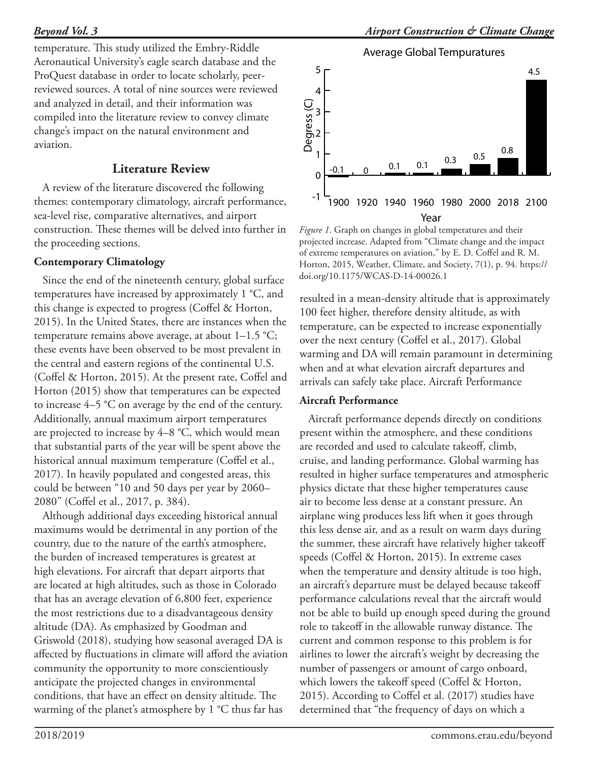temperature. This study utilized the Embry-Riddle Aeronautical University's eagle search database and the ProQuest database in order to locate scholarly, peer-reviewed sources. A total of nine sources were reviewed and analyzed in detail, and their information was compiled into the literature review to convey climate change's impact on the natural environment and aviation.

## Literature Review

A review of the literature discovered the following themes: contemporary climatology, aircraft performance, sea-level rise, comparative alternatives, and airport construction. These themes will be delved into further in the proceeding sections.

### Contemporary Climatology

Since the end of the nineteenth century, global surface temperatures have increased by approximately 1 °C, and this change is expected to progress (Coffel & Horton, 2015). In the United States, there are instances when the temperature remains above average, at about 1–1.5 °C; these events have been observed to be most prevalent in the central and eastern regions of the continental U.S. (Coffel & Horton, 2015). At the present rate, Coffel and Horton (2015) show that temperatures can be expected to increase 4–5 °C on average by the end of the century. Additionally, annual maximum airport temperatures are projected to increase by 4–8 °C, which would mean that substantial parts of the year will be spent above the historical annual maximum temperature (Coffel et al., 2017). In heavily populated and congested areas, this could be between "10 and 50 days per year by 2060–2080" (Coffel et al., 2017, p. 384).

Although additional days exceeding historical annual maximums would be detrimental in any portion of the country, due to the nature of the earth's atmosphere, the burden of increased temperatures is greatest at high elevations. For aircraft that depart airports that are located at high altitudes, such as those in Colorado that has an average elevation of 6,800 feet, experience the most restrictions due to a disadvantageous density altitude (DA). As emphasized by Goodman and Griswold (2018), studying how seasonal averaged DA is affected by fluctuations in climate will afford the aviation community the opportunity to more conscientiously anticipate the projected changes in environmental conditions, that have an effect on density altitude. The warming of the planet's atmosphere by 1 °C thus far has resulted in a mean-density altitude that is approximately 100 feet higher, therefore density altitude, as with temperature, can be expected to increase exponentially over the next century (Coffel et al., 2017). Global warming and DA will remain paramount in determining when and at what elevation aircraft departures and arrivals can safely take place. Aircraft Performance

Average Global Tempuratures

| Year | 1900 | 1920 | 1940 | 1960 | 1980 | 2000 | 2018 | 2100 |
|---|---|---|---|---|---|---|---|---|
| Degress (C) | -0.1 | 0 | 0.1 | 0.1 | 0.3 | 0.5 | 0.8 | 4.5 |

*Figure 1*. Graph on changes in global temperatures and their projected increase. Adapted from "Climate change and the impact of extreme temperatures on aviation," by E. D. Coffel and R. M. Horton, 2015, Weather, Climate, and Society, 7(1), p. 94. https://doi.org/10.1175/WCAS-D-14-00026.1

### Aircraft Performance

Aircraft performance depends directly on conditions present within the atmosphere, and these conditions are recorded and used to calculate takeoff, climb, cruise, and landing performance. Global warming has resulted in higher surface temperatures and atmospheric physics dictate that these higher temperatures cause air to become less dense at a constant pressure. An airplane wing produces less lift when it goes through this less dense air, and as a result on warm days during the summer, these aircraft have relatively higher takeoff speeds (Coffel & Horton, 2015). In extreme cases when the temperature and density altitude is too high, an aircraft's departure must be delayed because takeoff performance calculations reveal that the aircraft would not be able to build up enough speed during the ground role to takeoff in the allowable runway distance. The current and common response to this problem is for airlines to lower the aircraft's weight by decreasing the number of passengers or amount of cargo onboard, which lowers the takeoff speed (Coffel & Horton, 2015). According to Coffel et al. (2017) studies have determined that "the frequency of days on which a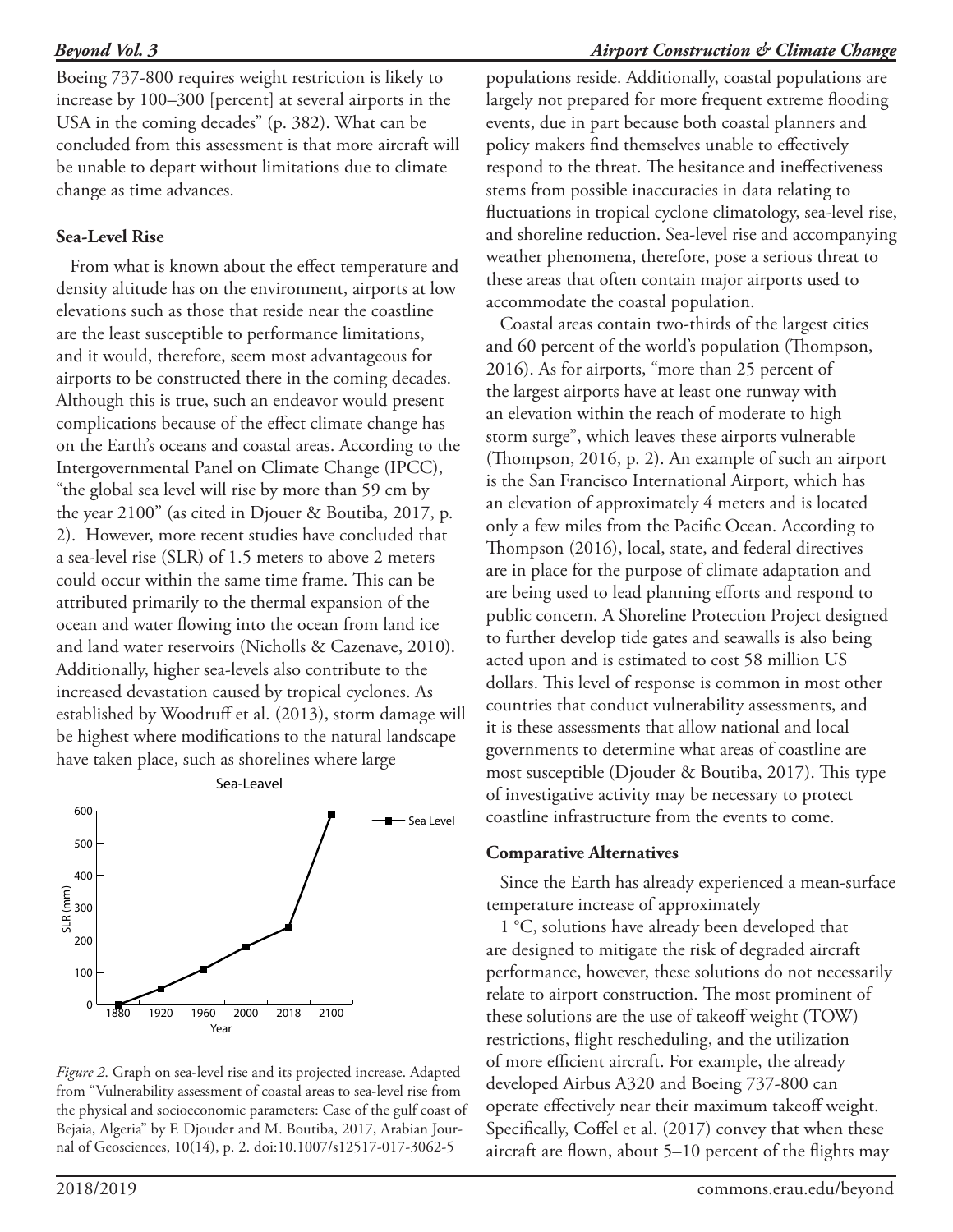Boeing 737-800 requires weight restriction is likely to increase by 100–300 [percent] at several airports in the USA in the coming decades" (p. 382). What can be concluded from this assessment is that more aircraft will be unable to depart without limitations due to climate change as time advances.

**Sea-Level Rise**

From what is known about the effect temperature and density altitude has on the environment, airports at low elevations such as those that reside near the coastline are the least susceptible to performance limitations, and it would, therefore, seem most advantageous for airports to be constructed there in the coming decades. Although this is true, such an endeavor would present complications because of the effect climate change has on the Earth's oceans and coastal areas. According to the Intergovernmental Panel on Climate Change (IPCC), "the global sea level will rise by more than 59 cm by the year 2100" (as cited in Djouer & Boutiba, 2017, p. 2). However, more recent studies have concluded that a sea-level rise (SLR) of 1.5 meters to above 2 meters could occur within the same time frame. This can be attributed primarily to the thermal expansion of the ocean and water flowing into the ocean from land ice and land water reservoirs (Nicholls & Cazenave, 2010). Additionally, higher sea-levels also contribute to the increased devastation caused by tropical cyclones. As established by Woodruff et al. (2013), storm damage will be highest where modifications to the natural landscape have taken place, such as shorelines where large populations reside. Additionally, coastal populations are largely not prepared for more frequent extreme flooding events, due in part because both coastal planners and policy makers find themselves unable to effectively respond to the threat. The hesitance and ineffectiveness stems from possible inaccuracies in data relating to fluctuations in tropical cyclone climatology, sea-level rise, and shoreline reduction. Sea-level rise and accompanying weather phenomena, therefore, pose a serious threat to these areas that often contain major airports used to accommodate the coastal population.

*Figure 2*. Graph on sea-level rise and its projected increase. Adapted from "Vulnerability assessment of coastal areas to sea-level rise from the physical and socioeconomic parameters: Case of the gulf coast of Bejaia, Algeria" by F. Djouder and M. Boutiba, 2017, Arabian Journal of Geosciences, 10(14), p. 2. doi:10.1007/s12517-017-3062-5

Coastal areas contain two-thirds of the largest cities and 60 percent of the world's population (Thompson, 2016). As for airports, "more than 25 percent of the largest airports have at least one runway with an elevation within the reach of moderate to high storm surge", which leaves these airports vulnerable (Thompson, 2016, p. 2). An example of such an airport is the San Francisco International Airport, which has an elevation of approximately 4 meters and is located only a few miles from the Pacific Ocean. According to Thompson (2016), local, state, and federal directives are in place for the purpose of climate adaptation and are being used to lead planning efforts and respond to public concern. A Shoreline Protection Project designed to further develop tide gates and seawalls is also being acted upon and is estimated to cost 58 million US dollars. This level of response is common in most other countries that conduct vulnerability assessments, and it is these assessments that allow national and local governments to determine what areas of coastline are most susceptible (Djouder & Boutiba, 2017). This type of investigative activity may be necessary to protect coastline infrastructure from the events to come.

**Comparative Alternatives**

Since the Earth has already experienced a mean-surface temperature increase of approximately 1 °C, solutions have already been developed that are designed to mitigate the risk of degraded aircraft performance, however, these solutions do not necessarily relate to airport construction. The most prominent of these solutions are the use of takeoff weight (TOW) restrictions, flight rescheduling, and the utilization of more efficient aircraft. For example, the already developed Airbus A320 and Boeing 737-800 can operate effectively near their maximum takeoff weight. Specifically, Coffel et al. (2017) convey that when these aircraft are flown, about 5–10 percent of the flights may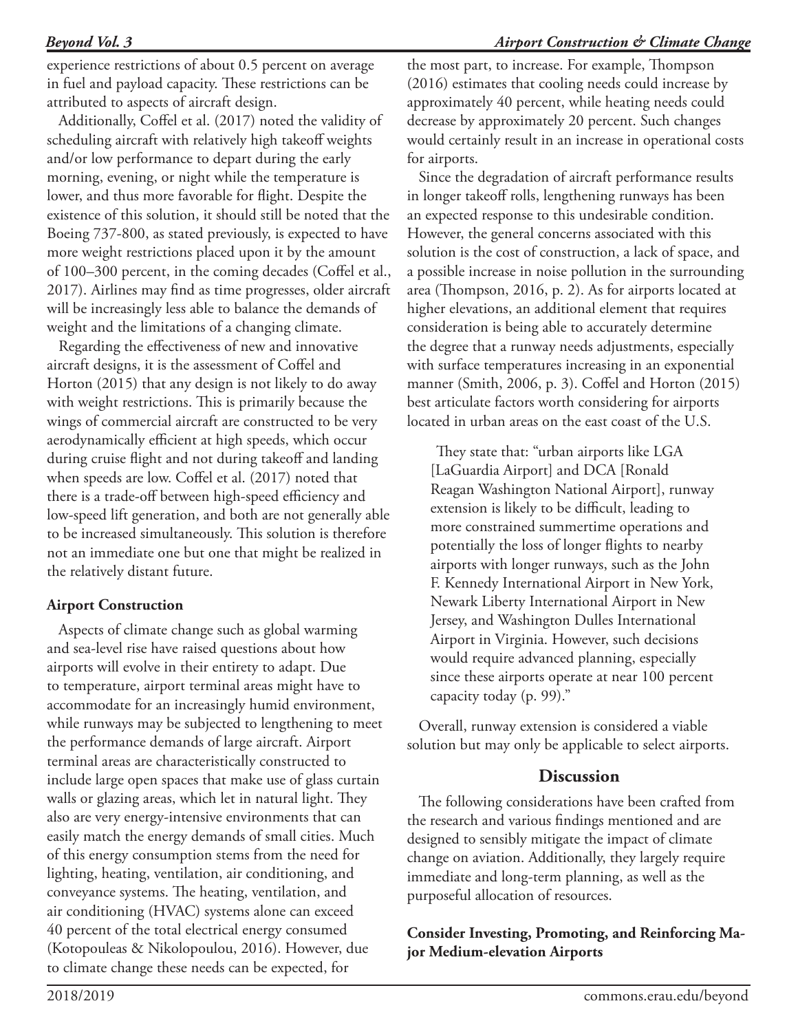experience restrictions of about 0.5 percent on average in fuel and payload capacity. These restrictions can be attributed to aspects of aircraft design.

Additionally, Coffel et al. (2017) noted the validity of scheduling aircraft with relatively high takeoff weights and/or low performance to depart during the early morning, evening, or night while the temperature is lower, and thus more favorable for flight. Despite the existence of this solution, it should still be noted that the Boeing 737-800, as stated previously, is expected to have more weight restrictions placed upon it by the amount of 100–300 percent, in the coming decades (Coffel et al., 2017). Airlines may find as time progresses, older aircraft will be increasingly less able to balance the demands of weight and the limitations of a changing climate.

Regarding the effectiveness of new and innovative aircraft designs, it is the assessment of Coffel and Horton (2015) that any design is not likely to do away with weight restrictions. This is primarily because the wings of commercial aircraft are constructed to be very aerodynamically efficient at high speeds, which occur during cruise flight and not during takeoff and landing when speeds are low. Coffel et al. (2017) noted that there is a trade-off between high-speed efficiency and low-speed lift generation, and both are not generally able to be increased simultaneously. This solution is therefore not an immediate one but one that might be realized in the relatively distant future.

**Airport Construction**

Aspects of climate change such as global warming and sea-level rise have raised questions about how airports will evolve in their entirety to adapt. Due to temperature, airport terminal areas might have to accommodate for an increasingly humid environment, while runways may be subjected to lengthening to meet the performance demands of large aircraft. Airport terminal areas are characteristically constructed to include large open spaces that make use of glass curtain walls or glazing areas, which let in natural light. They also are very energy-intensive environments that can easily match the energy demands of small cities. Much of this energy consumption stems from the need for lighting, heating, ventilation, air conditioning, and conveyance systems. The heating, ventilation, and air conditioning (HVAC) systems alone can exceed 40 percent of the total electrical energy consumed (Kotopouleas & Nikolopoulou, 2016). However, due to climate change these needs can be expected, for the most part, to increase. For example, Thompson (2016) estimates that cooling needs could increase by approximately 40 percent, while heating needs could decrease by approximately 20 percent. Such changes would certainly result in an increase in operational costs for airports.

Since the degradation of aircraft performance results in longer takeoff rolls, lengthening runways has been an expected response to this undesirable condition. However, the general concerns associated with this solution is the cost of construction, a lack of space, and a possible increase in noise pollution in the surrounding area (Thompson, 2016, p. 2). As for airports located at higher elevations, an additional element that requires consideration is being able to accurately determine the degree that a runway needs adjustments, especially with surface temperatures increasing in an exponential manner (Smith, 2006, p. 3). Coffel and Horton (2015) best articulate factors worth considering for airports located in urban areas on the east coast of the U.S.

> They state that: "urban airports like LGA [LaGuardia Airport] and DCA [Ronald Reagan Washington National Airport], runway extension is likely to be difficult, leading to more constrained summertime operations and potentially the loss of longer flights to nearby airports with longer runways, such as the John F. Kennedy International Airport in New York, Newark Liberty International Airport in New Jersey, and Washington Dulles International Airport in Virginia. However, such decisions would require advanced planning, especially since these airports operate at near 100 percent capacity today (p. 99)."

Overall, runway extension is considered a viable solution but may only be applicable to select airports.

## Discussion

The following considerations have been crafted from the research and various findings mentioned and are designed to sensibly mitigate the impact of climate change on aviation. Additionally, they largely require immediate and long-term planning, as well as the purposeful allocation of resources.

**Consider Investing, Promoting, and Reinforcing Major Medium-elevation Airports**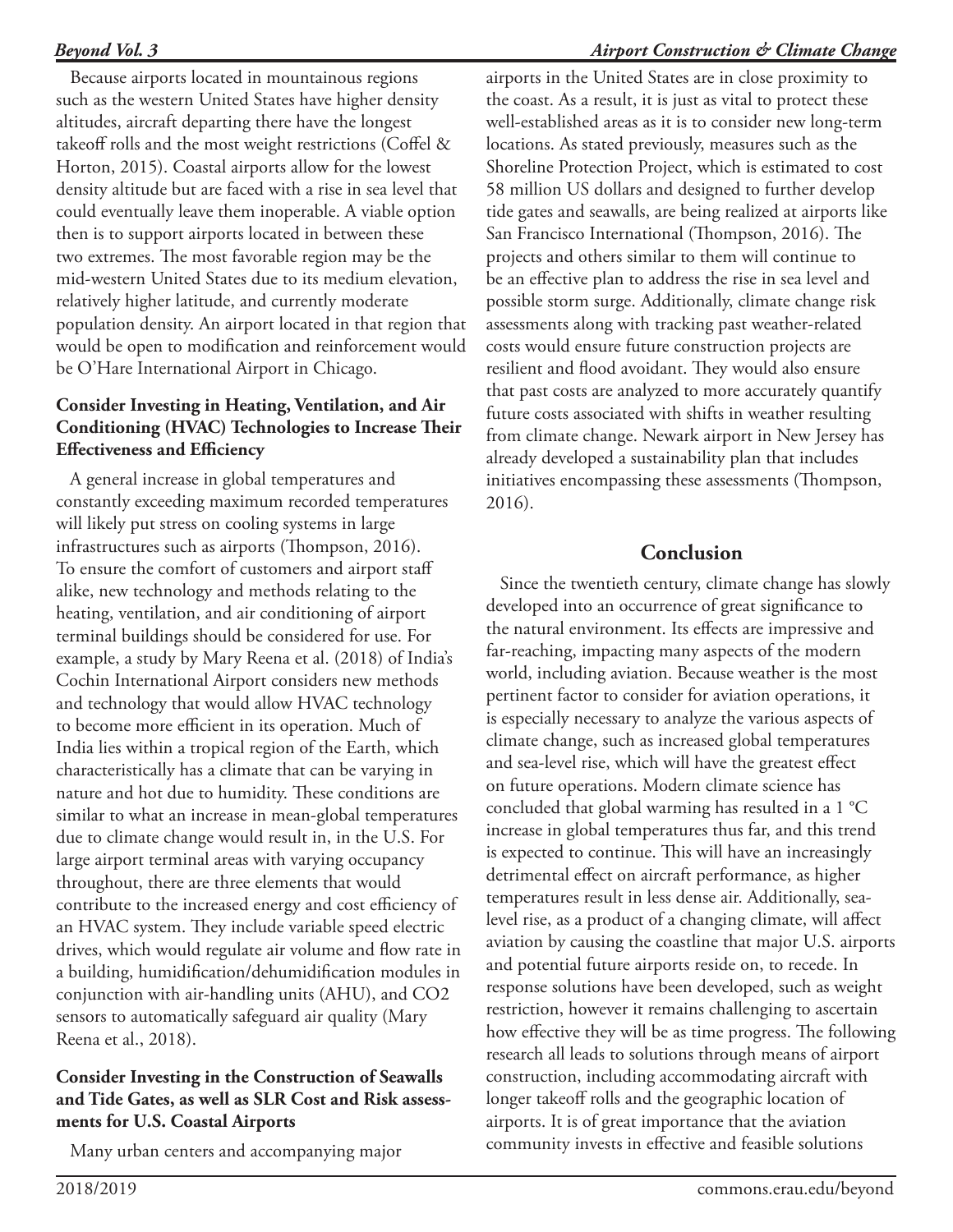Because airports located in mountainous regions such as the western United States have higher density altitudes, aircraft departing there have the longest takeoff rolls and the most weight restrictions (Coffel & Horton, 2015). Coastal airports allow for the lowest density altitude but are faced with a rise in sea level that could eventually leave them inoperable. A viable option then is to support airports located in between these two extremes. The most favorable region may be the mid-western United States due to its medium elevation, relatively higher latitude, and currently moderate population density. An airport located in that region that would be open to modification and reinforcement would be O'Hare International Airport in Chicago.

**Consider Investing in Heating, Ventilation, and Air Conditioning (HVAC) Technologies to Increase Their Effectiveness and Efficiency**

A general increase in global temperatures and constantly exceeding maximum recorded temperatures will likely put stress on cooling systems in large infrastructures such as airports (Thompson, 2016). To ensure the comfort of customers and airport staff alike, new technology and methods relating to the heating, ventilation, and air conditioning of airport terminal buildings should be considered for use. For example, a study by Mary Reena et al. (2018) of India's Cochin International Airport considers new methods and technology that would allow HVAC technology to become more efficient in its operation. Much of India lies within a tropical region of the Earth, which characteristically has a climate that can be varying in nature and hot due to humidity. These conditions are similar to what an increase in mean-global temperatures due to climate change would result in, in the U.S. For large airport terminal areas with varying occupancy throughout, there are three elements that would contribute to the increased energy and cost efficiency of an HVAC system. They include variable speed electric drives, which would regulate air volume and flow rate in a building, humidification/dehumidification modules in conjunction with air-handling units (AHU), and $CO_2$ sensors to automatically safeguard air quality (Mary Reena et al., 2018).

**Consider Investing in the Construction of Seawalls and Tide Gates, as well as SLR Cost and Risk assessments for U.S. Coastal Airports**

Many urban centers and accompanying major airports in the United States are in close proximity to the coast. As a result, it is just as vital to protect these well-established areas as it is to consider new long-term locations. As stated previously, measures such as the Shoreline Protection Project, which is estimated to cost 58 million US dollars and designed to further develop tide gates and seawalls, are being realized at airports like San Francisco International (Thompson, 2016). The projects and others similar to them will continue to be an effective plan to address the rise in sea level and possible storm surge. Additionally, climate change risk assessments along with tracking past weather-related costs would ensure future construction projects are resilient and flood avoidant. They would also ensure that past costs are analyzed to more accurately quantify future costs associated with shifts in weather resulting from climate change. Newark airport in New Jersey has already developed a sustainability plan that includes initiatives encompassing these assessments (Thompson, 2016).

## Conclusion

Since the twentieth century, climate change has slowly developed into an occurrence of great significance to the natural environment. Its effects are impressive and far-reaching, impacting many aspects of the modern world, including aviation. Because weather is the most pertinent factor to consider for aviation operations, it is especially necessary to analyze the various aspects of climate change, such as increased global temperatures and sea-level rise, which will have the greatest effect on future operations. Modern climate science has concluded that global warming has resulted in a 1 °C increase in global temperatures thus far, and this trend is expected to continue. This will have an increasingly detrimental effect on aircraft performance, as higher temperatures result in less dense air. Additionally, sea-level rise, as a product of a changing climate, will affect aviation by causing the coastline that major U.S. airports and potential future airports reside on, to recede. In response solutions have been developed, such as weight restriction, however it remains challenging to ascertain how effective they will be as time progress. The following research all leads to solutions through means of airport construction, including accommodating aircraft with longer takeoff rolls and the geographic location of airports. It is of great importance that the aviation community invests in effective and feasible solutions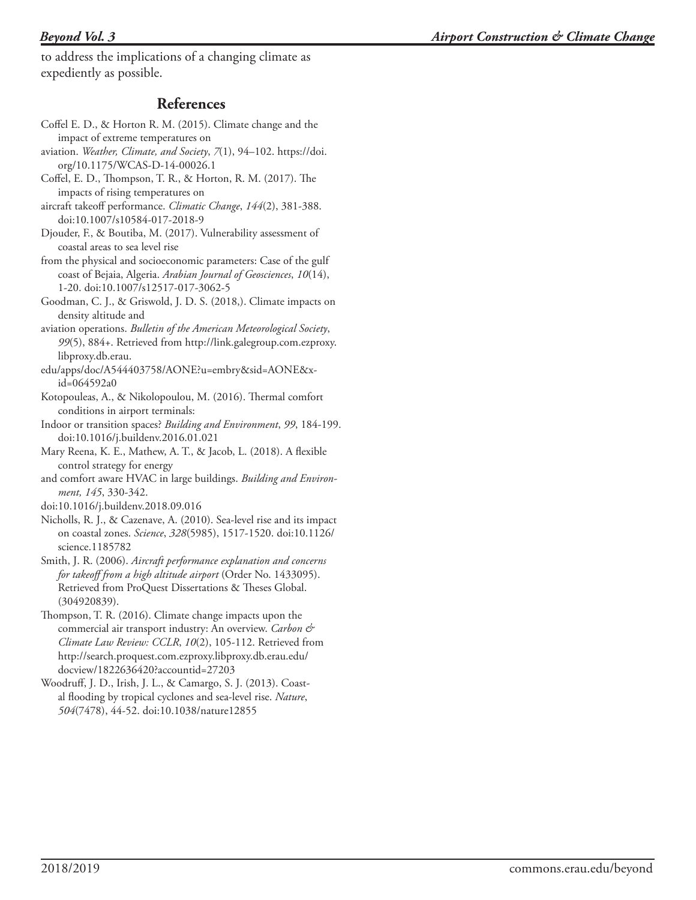to address the implications of a changing climate as expediently as possible.

## References

Coffel E. D., & Horton R. M. (2015). Climate change and the impact of extreme temperatures on aviation. *Weather, Climate, and Society*, *7*(1), 94–102. https://doi.org/10.1175/WCAS-D-14-00026.1

Coffel, E. D., Thompson, T. R., & Horton, R. M. (2017). The impacts of rising temperatures on aircraft takeoff performance. *Climatic Change*, *144*(2), 381-388. doi:10.1007/s10584-017-2018-9

Djouder, F., & Boutiba, M. (2017). Vulnerability assessment of coastal areas to sea level rise from the physical and socioeconomic parameters: Case of the gulf coast of Bejaia, Algeria. *Arabian Journal of Geosciences*, *10*(14), 1-20. doi:10.1007/s12517-017-3062-5

Goodman, C. J., & Griswold, J. D. S. (2018,). Climate impacts on density altitude and aviation operations. *Bulletin of the American Meteorological Society*, *99*(5), 884+. Retrieved from http://link.galegroup.com.ezproxy.libproxy.db.erau.edu/apps/doc/A544403758/AONE?u=embry&sid=AONE&xid=064592a0

Kotopouleas, A., & Nikolopoulou, M. (2016). Thermal comfort conditions in airport terminals: Indoor or transition spaces? *Building and Environment*, *99*, 184-199. doi:10.1016/j.buildenv.2016.01.021

Mary Reena, K. E., Mathew, A. T., & Jacob, L. (2018). A flexible control strategy for energy and comfort aware HVAC in large buildings. *Building and Environment, 145*, 330-342. doi:10.1016/j.buildenv.2018.09.016

Nicholls, R. J., & Cazenave, A. (2010). Sea-level rise and its impact on coastal zones. *Science*, *328*(5985), 1517-1520. doi:10.1126/science.1185782

Smith, J. R. (2006). *Aircraft performance explanation and concerns for takeoff from a high altitude airport* (Order No. 1433095). Retrieved from ProQuest Dissertations & Theses Global. (304920839).

Thompson, T. R. (2016). Climate change impacts upon the commercial air transport industry: An overview. *Carbon & Climate Law Review: CCLR*, *10*(2), 105-112. Retrieved from http://search.proquest.com.ezproxy.libproxy.db.erau.edu/docview/1822636420?accountid=27203

Woodruff, J. D., Irish, J. L., & Camargo, S. J. (2013). Coastal flooding by tropical cyclones and sea-level rise. *Nature*, *504*(7478), 44-52. doi:10.1038/nature12855